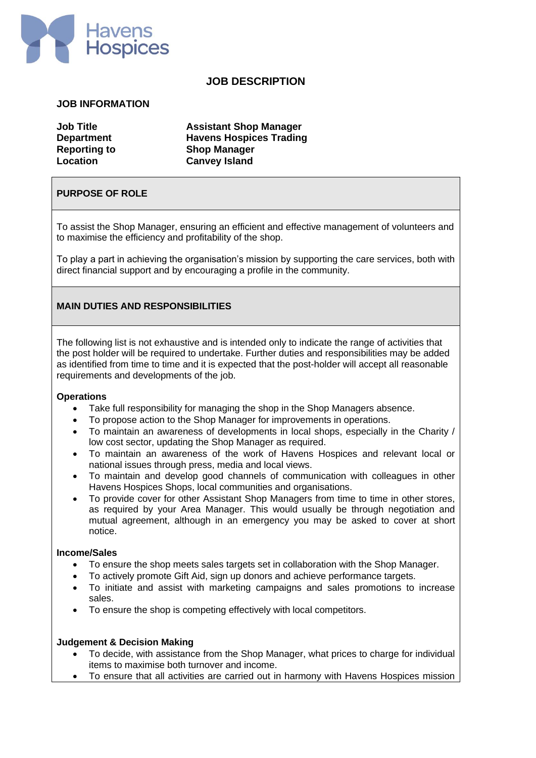Havens Hospices

# JOB DESCRIPTION

## JOB INFORMATION

| | |
|---|---|
| **Job Title** | **Assistant Shop Manager** |
| **Department** | **Havens Hospices Trading** |
| **Reporting to** | **Shop Manager** |
| **Location** | **Canvey Island** |

## PURPOSE OF ROLE

To assist the Shop Manager, ensuring an efficient and effective management of volunteers and to maximise the efficiency and profitability of the shop.

To play a part in achieving the organisation's mission by supporting the care services, both with direct financial support and by encouraging a profile in the community.

## MAIN DUTIES AND RESPONSIBILITIES

The following list is not exhaustive and is intended only to indicate the range of activities that the post holder will be required to undertake. Further duties and responsibilities may be added as identified from time to time and it is expected that the post-holder will accept all reasonable requirements and developments of the job.

### Operations

- Take full responsibility for managing the shop in the Shop Managers absence.
- To propose action to the Shop Manager for improvements in operations.
- To maintain an awareness of developments in local shops, especially in the Charity / low cost sector, updating the Shop Manager as required.
- To maintain an awareness of the work of Havens Hospices and relevant local or national issues through press, media and local views.
- To maintain and develop good channels of communication with colleagues in other Havens Hospices Shops, local communities and organisations.
- To provide cover for other Assistant Shop Managers from time to time in other stores, as required by your Area Manager. This would usually be through negotiation and mutual agreement, although in an emergency you may be asked to cover at short notice.

### Income/Sales

- To ensure the shop meets sales targets set in collaboration with the Shop Manager.
- To actively promote Gift Aid, sign up donors and achieve performance targets.
- To initiate and assist with marketing campaigns and sales promotions to increase sales.
- To ensure the shop is competing effectively with local competitors.

### Judgement & Decision Making

- To decide, with assistance from the Shop Manager, what prices to charge for individual items to maximise both turnover and income.
- To ensure that all activities are carried out in harmony with Havens Hospices mission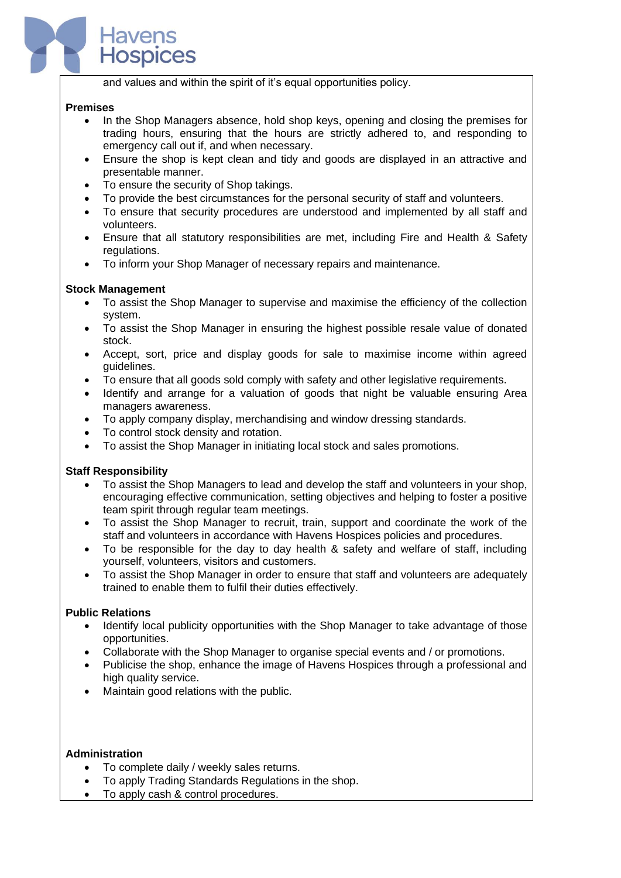and values and within the spirit of it's equal opportunities policy.

**Premises**

- In the Shop Managers absence, hold shop keys, opening and closing the premises for trading hours, ensuring that the hours are strictly adhered to, and responding to emergency call out if, and when necessary.
- Ensure the shop is kept clean and tidy and goods are displayed in an attractive and presentable manner.
- To ensure the security of Shop takings.
- To provide the best circumstances for the personal security of staff and volunteers.
- To ensure that security procedures are understood and implemented by all staff and volunteers.
- Ensure that all statutory responsibilities are met, including Fire and Health & Safety regulations.
- To inform your Shop Manager of necessary repairs and maintenance.

**Stock Management**

- To assist the Shop Manager to supervise and maximise the efficiency of the collection system.
- To assist the Shop Manager in ensuring the highest possible resale value of donated stock.
- Accept, sort, price and display goods for sale to maximise income within agreed guidelines.
- To ensure that all goods sold comply with safety and other legislative requirements.
- Identify and arrange for a valuation of goods that night be valuable ensuring Area managers awareness.
- To apply company display, merchandising and window dressing standards.
- To control stock density and rotation.
- To assist the Shop Manager in initiating local stock and sales promotions.

**Staff Responsibility**

- To assist the Shop Managers to lead and develop the staff and volunteers in your shop, encouraging effective communication, setting objectives and helping to foster a positive team spirit through regular team meetings.
- To assist the Shop Manager to recruit, train, support and coordinate the work of the staff and volunteers in accordance with Havens Hospices policies and procedures.
- To be responsible for the day to day health & safety and welfare of staff, including yourself, volunteers, visitors and customers.
- To assist the Shop Manager in order to ensure that staff and volunteers are adequately trained to enable them to fulfil their duties effectively.

**Public Relations**

- Identify local publicity opportunities with the Shop Manager to take advantage of those opportunities.
- Collaborate with the Shop Manager to organise special events and / or promotions.
- Publicise the shop, enhance the image of Havens Hospices through a professional and high quality service.
- Maintain good relations with the public.

**Administration**

- To complete daily / weekly sales returns.
- To apply Trading Standards Regulations in the shop.
- To apply cash & control procedures.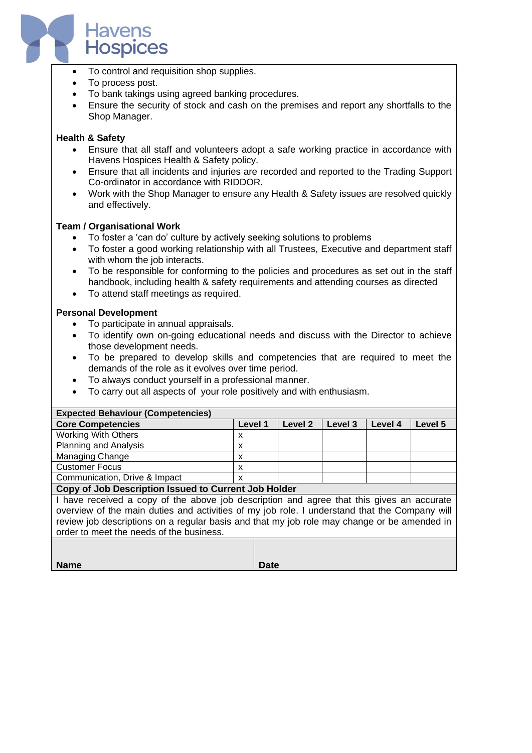- To control and requisition shop supplies.
- To process post.
- To bank takings using agreed banking procedures.
- Ensure the security of stock and cash on the premises and report any shortfalls to the Shop Manager.

**Health & Safety**

- Ensure that all staff and volunteers adopt a safe working practice in accordance with Havens Hospices Health & Safety policy.
- Ensure that all incidents and injuries are recorded and reported to the Trading Support Co-ordinator in accordance with RIDDOR.
- Work with the Shop Manager to ensure any Health & Safety issues are resolved quickly and effectively.

**Team / Organisational Work**

- To foster a 'can do' culture by actively seeking solutions to problems
- To foster a good working relationship with all Trustees, Executive and department staff with whom the job interacts.
- To be responsible for conforming to the policies and procedures as set out in the staff handbook, including health & safety requirements and attending courses as directed
- To attend staff meetings as required.

**Personal Development**

- To participate in annual appraisals.
- To identify own on-going educational needs and discuss with the Director to achieve those development needs.
- To be prepared to develop skills and competencies that are required to meet the demands of the role as it evolves over time period.
- To always conduct yourself in a professional manner.
- To carry out all aspects of your role positively and with enthusiasm.

**Expected Behaviour (Competencies)**

| **Core Competencies** | **Level 1** | **Level 2** | **Level 3** | **Level 4** | **Level 5** |
|---|---|---|---|---|---|
| Working With Others | x | | | | |
| Planning and Analysis | x | | | | |
| Managing Change | x | | | | |
| Customer Focus | x | | | | |
| Communication, Drive & Impact | x | | | | |

**Copy of Job Description Issued to Current Job Holder**

I have received a copy of the above job description and agree that this gives an accurate overview of the main duties and activities of my job role. I understand that the Company will review job descriptions on a regular basis and that my job role may change or be amended in order to meet the needs of the business.

| **Name** | **Date** |
|---|---|
| | |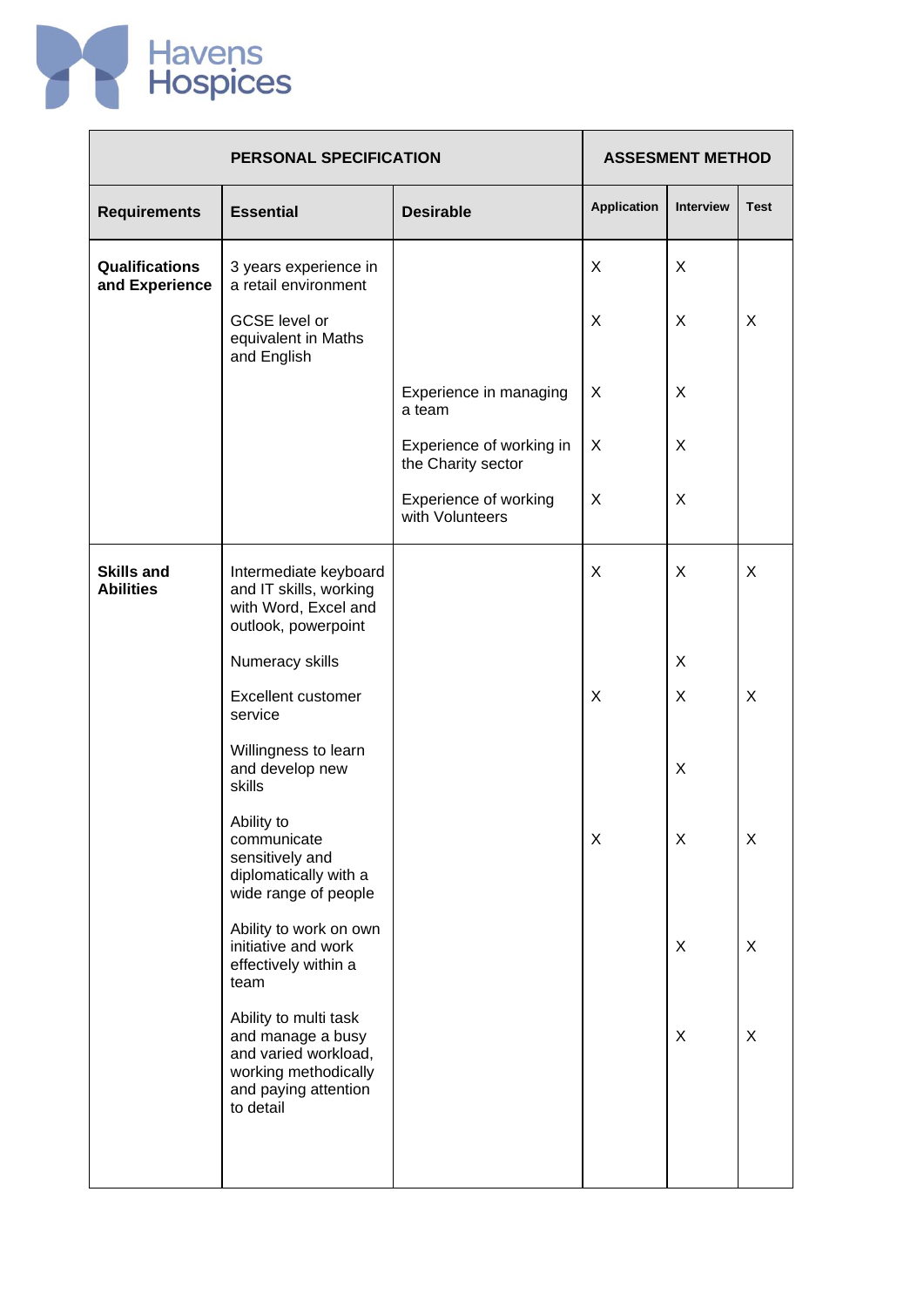| PERSONAL SPECIFICATION | | | ASSESMENT METHOD | | |
|---|---|---|---|---|---|
| **Requirements** | **Essential** | **Desirable** | **Application** | **Interview** | **Test** |
| **Qualifications and Experience** | 3 years experience in a retail environment | | X | X | |
| | GCSE level or equivalent in Maths and English | | X | X | X |
| | | Experience in managing a team | X | X | |
| | | Experience of working in the Charity sector | X | X | |
| | | Experience of working with Volunteers | X | X | |
| **Skills and Abilities** | Intermediate keyboard and IT skills, working with Word, Excel and outlook, powerpoint | | X | X | X |
| | Numeracy skills | | | X | |
| | Excellent customer service | | X | X | X |
| | Willingness to learn and develop new skills | | | X | |
| | Ability to communicate sensitively and diplomatically with a wide range of people | | X | X | X |
| | Ability to work on own initiative and work effectively within a team | | | X | X |
| | Ability to multi task and manage a busy and varied workload, working methodically and paying attention to detail | | | X | X |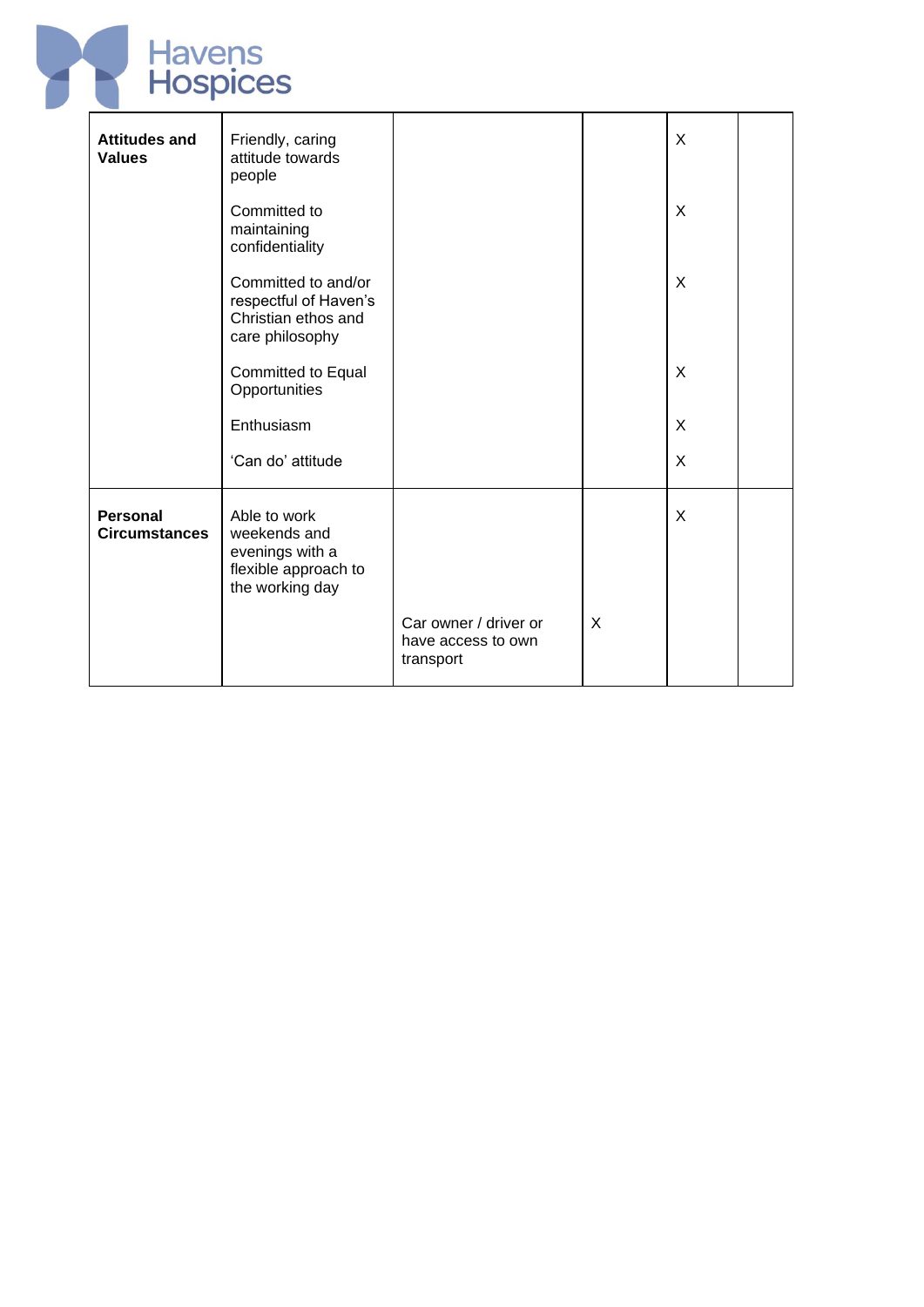| | | | | | |
|---|---|---|---|---|---|
| **Attitudes and Values** | Friendly, caring attitude towards people | | | X | |
| | Committed to maintaining confidentiality | | | X | |
| | Committed to and/or respectful of Haven's Christian ethos and care philosophy | | | X | |
| | Committed to Equal Opportunities | | | X | |
| | Enthusiasm | | | X | |
| | 'Can do' attitude | | | X | |
| **Personal Circumstances** | Able to work weekends and evenings with a flexible approach to the working day | | | X | |
| | | Car owner / driver or have access to own transport | X | | |